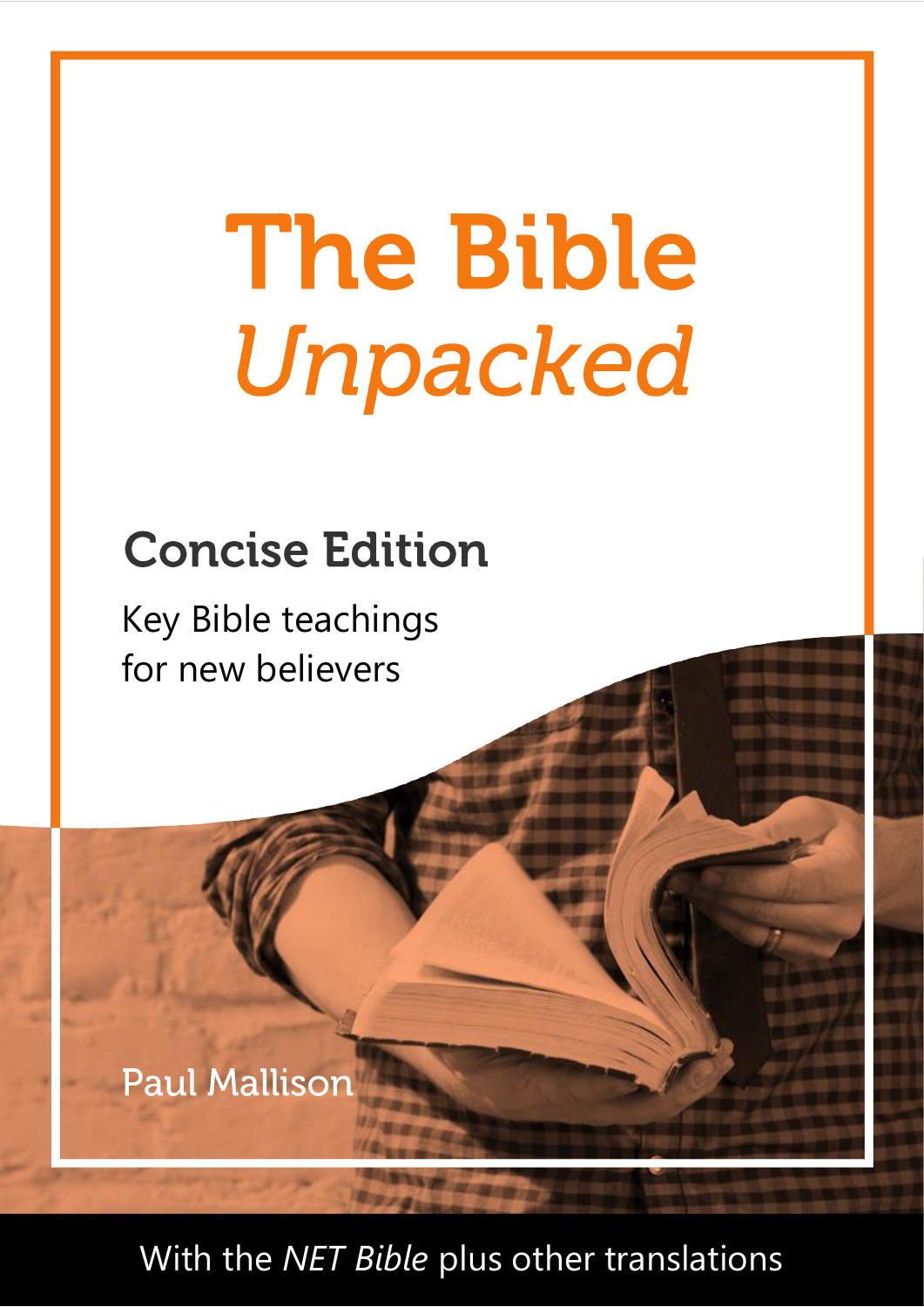# The Bible *Unpacked*

## Concise Edition

Key Bible teachings
for new believers

Paul Mallison

With the *NET Bible* plus other translations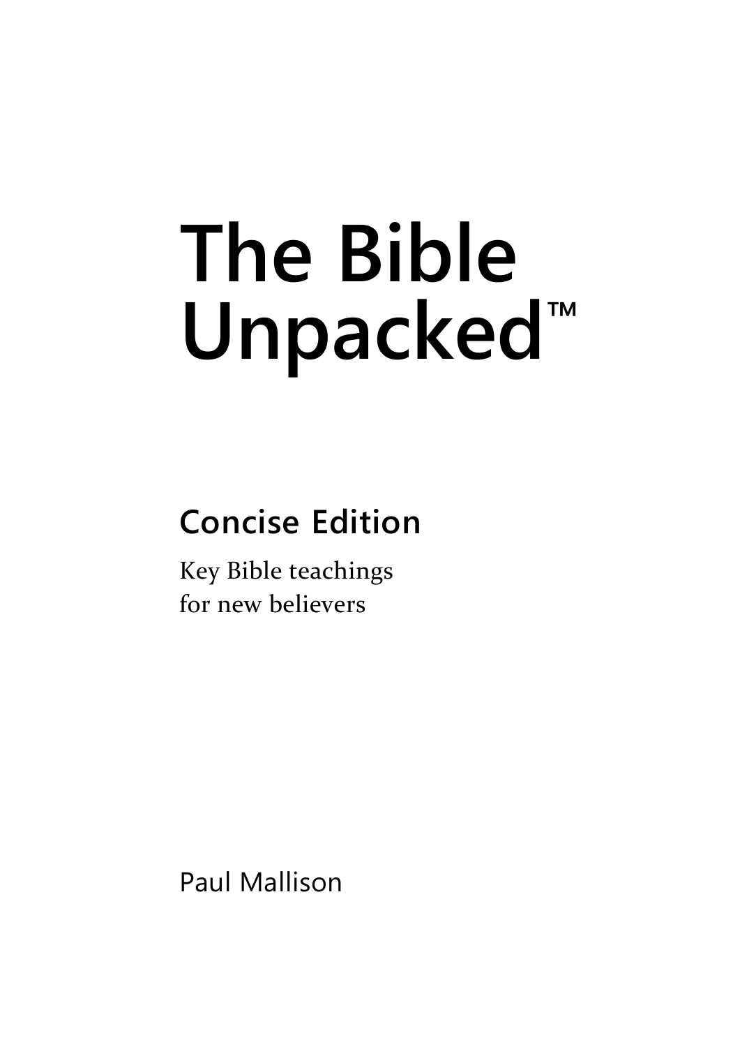# The Bible Unpacked™

## Concise Edition

Key Bible teachings
for new believers

Paul Mallison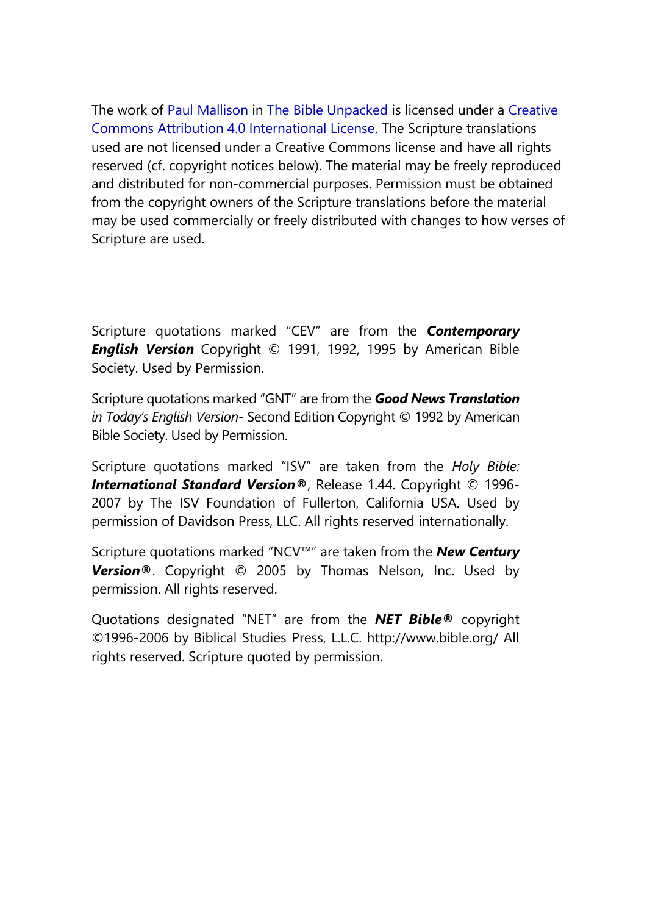The work of Paul Mallison in The Bible Unpacked is licensed under a Creative Commons Attribution 4.0 International License. The Scripture translations used are not licensed under a Creative Commons license and have all rights reserved (cf. copyright notices below). The material may be freely reproduced and distributed for non-commercial purposes. Permission must be obtained from the copyright owners of the Scripture translations before the material may be used commercially or freely distributed with changes to how verses of Scripture are used.

Scripture quotations marked "CEV" are from the ***Contemporary English Version*** Copyright © 1991, 1992, 1995 by American Bible Society. Used by Permission.

Scripture quotations marked "GNT" are from the ***Good News Translation*** *in Today's English Version*- Second Edition Copyright © 1992 by American Bible Society. Used by Permission.

Scripture quotations marked "ISV" are taken from the *Holy Bible:* ***International Standard Version®***, Release 1.44. Copyright © 1996-2007 by The ISV Foundation of Fullerton, California USA. Used by permission of Davidson Press, LLC. All rights reserved internationally.

Scripture quotations marked "NCV™" are taken from the ***New Century Version®***. Copyright © 2005 by Thomas Nelson, Inc. Used by permission. All rights reserved.

Quotations designated "NET" are from the ***NET Bible®*** copyright ©1996-2006 by Biblical Studies Press, L.L.C. http://www.bible.org/ All rights reserved. Scripture quoted by permission.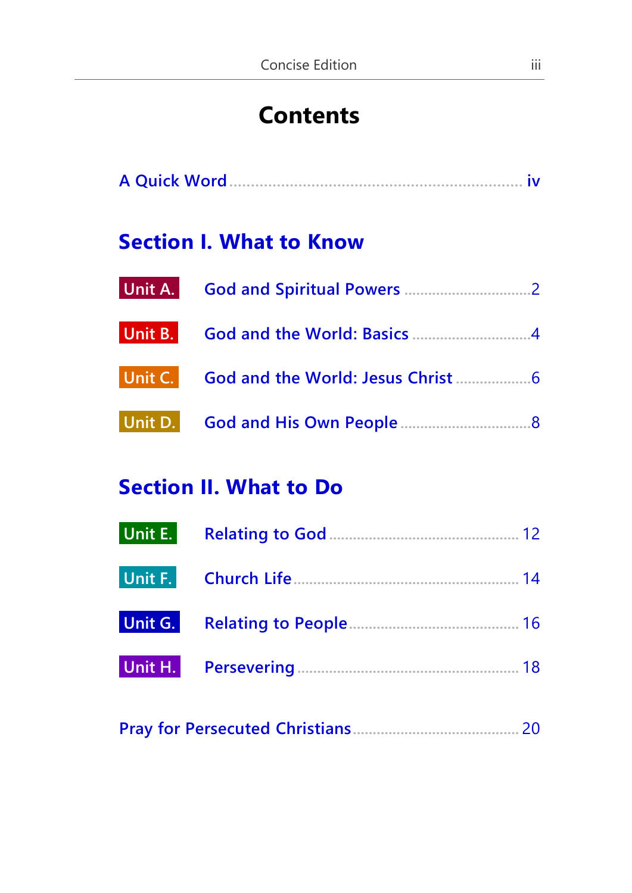# Contents

A Quick Word ........ iv

## Section I. What to Know

Unit A. God and Spiritual Powers ........ 2

Unit B. God and the World: Basics ........ 4

Unit C. God and the World: Jesus Christ ........ 6

Unit D. God and His Own People ........ 8

## Section II. What to Do

Unit E. Relating to God ........ 12

Unit F. Church Life ........ 14

Unit G. Relating to People ........ 16

Unit H. Persevering ........ 18

Pray for Persecuted Christians ........ 20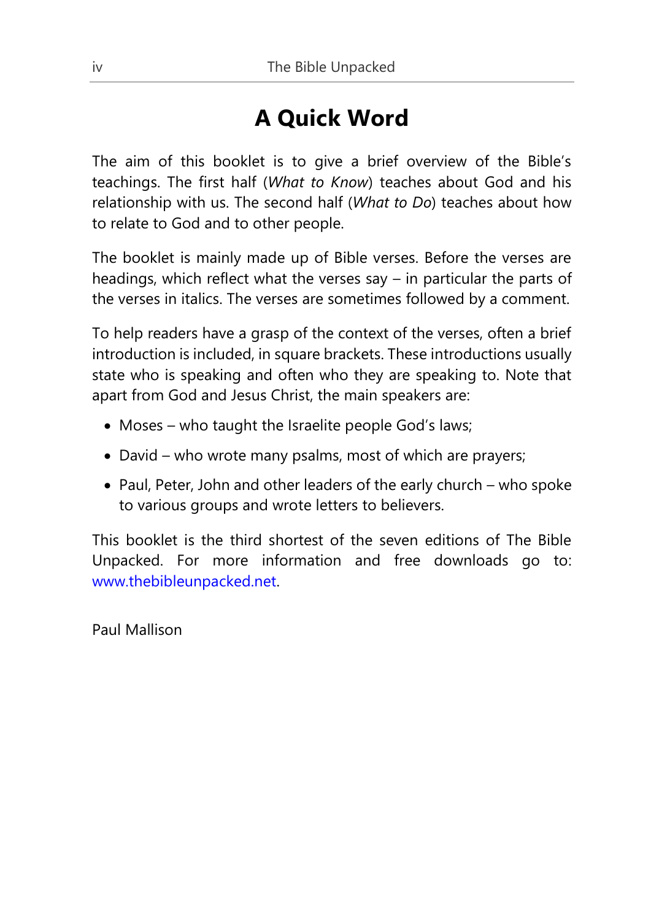# A Quick Word

The aim of this booklet is to give a brief overview of the Bible's teachings. The first half (*What to Know*) teaches about God and his relationship with us. The second half (*What to Do*) teaches about how to relate to God and to other people.

The booklet is mainly made up of Bible verses. Before the verses are headings, which reflect what the verses say – in particular the parts of the verses in italics. The verses are sometimes followed by a comment.

To help readers have a grasp of the context of the verses, often a brief introduction is included, in square brackets. These introductions usually state who is speaking and often who they are speaking to. Note that apart from God and Jesus Christ, the main speakers are:

- Moses – who taught the Israelite people God's laws;
- David – who wrote many psalms, most of which are prayers;
- Paul, Peter, John and other leaders of the early church – who spoke to various groups and wrote letters to believers.

This booklet is the third shortest of the seven editions of The Bible Unpacked. For more information and free downloads go to: www.thebibleunpacked.net.

Paul Mallison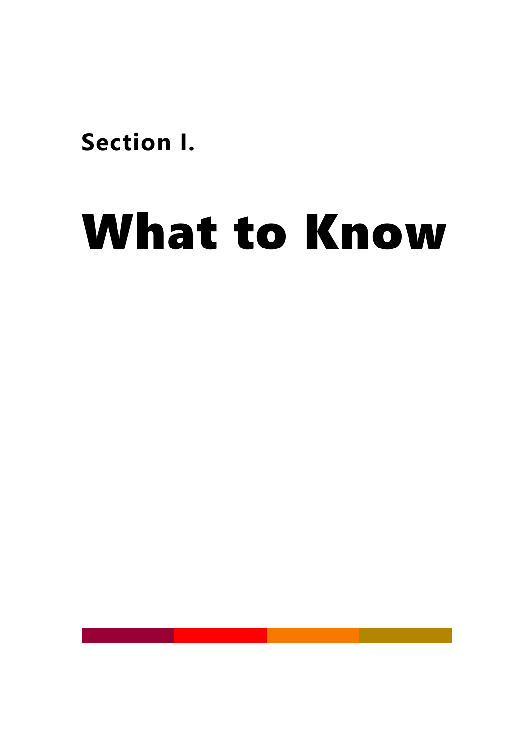**Section I.**

# What to Know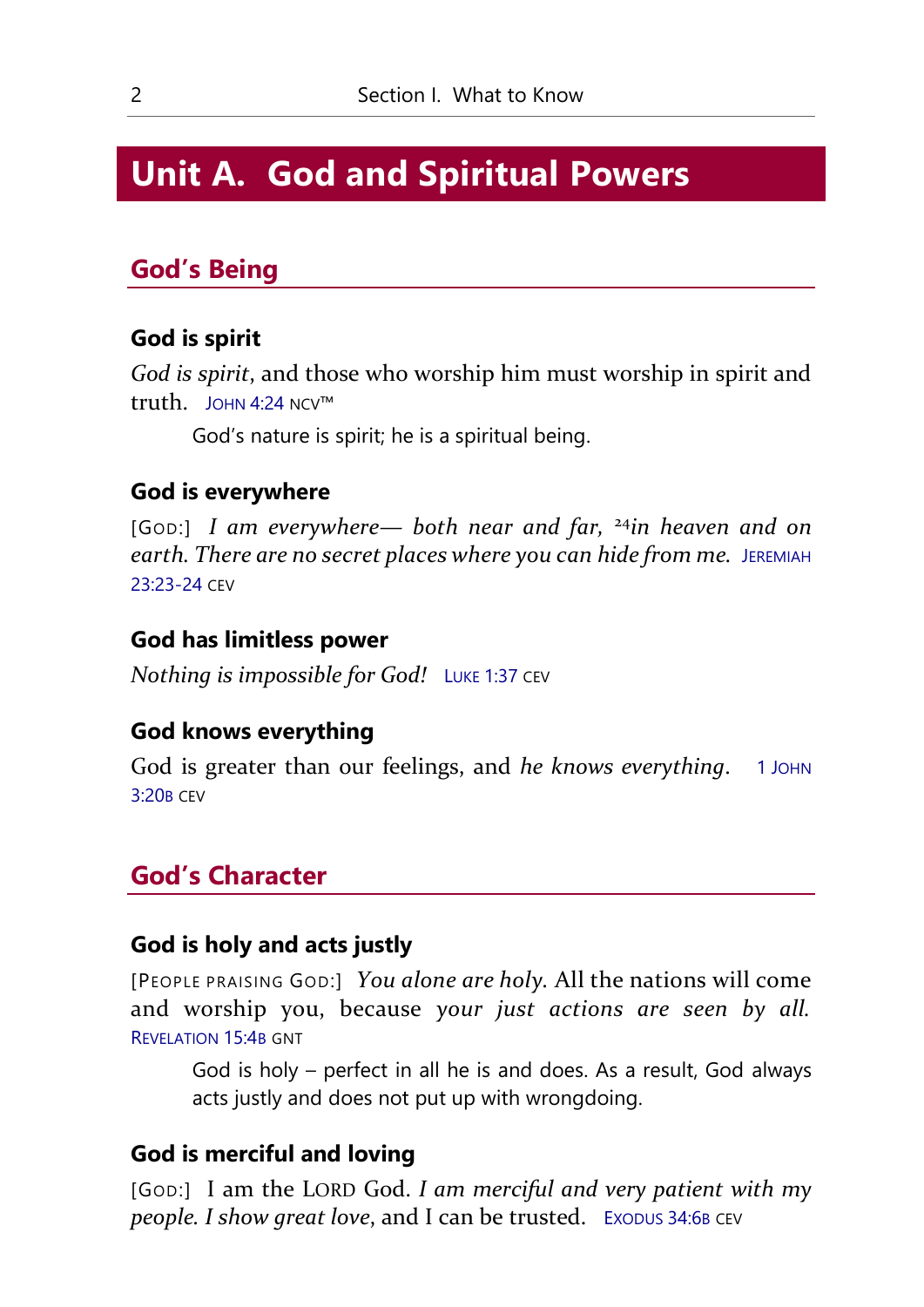# Unit A. God and Spiritual Powers

## God's Being

### God is spirit

*God is spirit*, and those who worship him must worship in spirit and truth. JOHN 4:24 NCV™

> God's nature is spirit; he is a spiritual being.

### God is everywhere

[GOD:] *I am everywhere— both near and far,* [24]*in heaven and on earth. There are no secret places where you can hide from me.* JEREMIAH 23:23-24 CEV

### God has limitless power

*Nothing is impossible for God!* LUKE 1:37 CEV

### God knows everything

God is greater than our feelings, and *he knows everything*. 1 JOHN 3:20B CEV

## God's Character

### God is holy and acts justly

[PEOPLE PRAISING GOD:] *You alone are holy*. All the nations will come and worship you, because *your just actions are seen by all*. REVELATION 15:4B GNT

> God is holy – perfect in all he is and does. As a result, God always acts justly and does not put up with wrongdoing.

### God is merciful and loving

[GOD:] I am the LORD God. *I am merciful and very patient with my people. I show great love*, and I can be trusted. EXODUS 34:6B CEV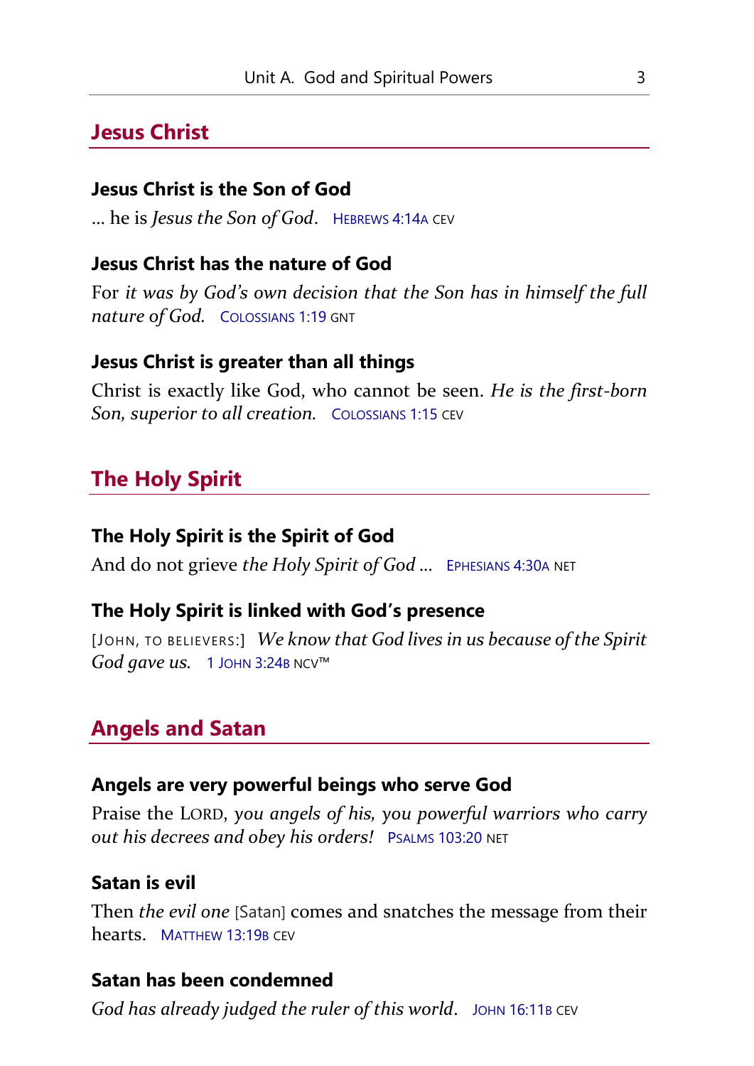## Jesus Christ

### Jesus Christ is the Son of God

... he is *Jesus the Son of God*. HEBREWS 4:14A CEV

### Jesus Christ has the nature of God

For *it was by God's own decision that the Son has in himself the full nature of God.* COLOSSIANS 1:19 GNT

### Jesus Christ is greater than all things

Christ is exactly like God, who cannot be seen. *He is the first-born Son, superior to all creation.* COLOSSIANS 1:15 CEV

## The Holy Spirit

### The Holy Spirit is the Spirit of God

And do not grieve *the Holy Spirit of God* ... EPHESIANS 4:30A NET

### The Holy Spirit is linked with God's presence

[JOHN, TO BELIEVERS:] *We know that God lives in us because of the Spirit God gave us.* 1 JOHN 3:24B NCV™

## Angels and Satan

### Angels are very powerful beings who serve God

Praise the LORD, *you angels of his, you powerful warriors who carry out his decrees and obey his orders!* PSALMS 103:20 NET

### Satan is evil

Then *the evil one* [Satan] comes and snatches the message from their hearts. MATTHEW 13:19B CEV

### Satan has been condemned

*God has already judged the ruler of this world*. JOHN 16:11B CEV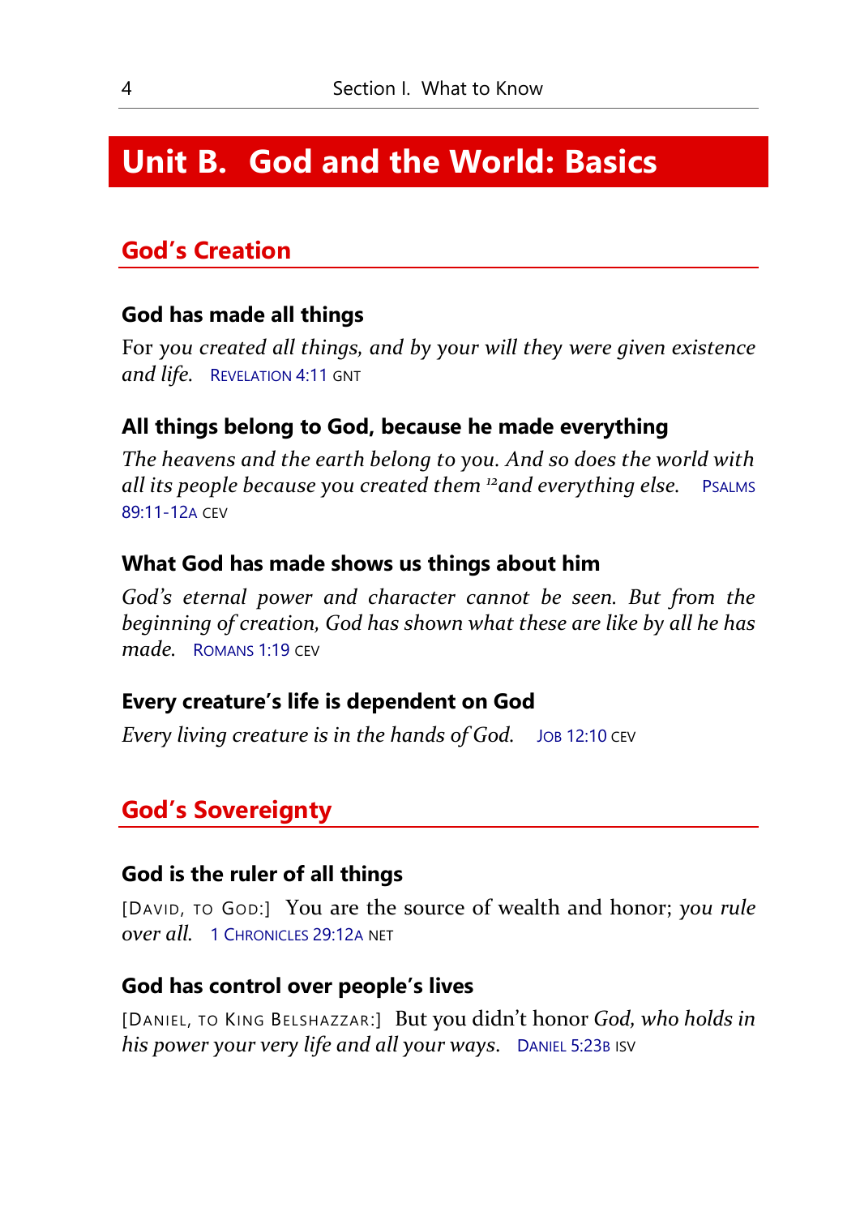# Unit B. God and the World: Basics

## God's Creation

### God has made all things

For *you created all things, and by your will they were given existence and life.* REVELATION 4:11 GNT

### All things belong to God, because he made everything

*The heavens and the earth belong to you. And so does the world with all its people because you created them [12]and everything else.* PSALMS 89:11-12A CEV

### What God has made shows us things about him

*God's eternal power and character cannot be seen. But from the beginning of creation, God has shown what these are like by all he has made.* ROMANS 1:19 CEV

### Every creature's life is dependent on God

*Every living creature is in the hands of God.* JOB 12:10 CEV

## God's Sovereignty

### God is the ruler of all things

[DAVID, TO GOD:] You are the source of wealth and honor; *you rule over all.* 1 CHRONICLES 29:12A NET

### God has control over people's lives

[DANIEL, TO KING BELSHAZZAR:] But you didn't honor *God, who holds in his power your very life and all your ways.* DANIEL 5:23B ISV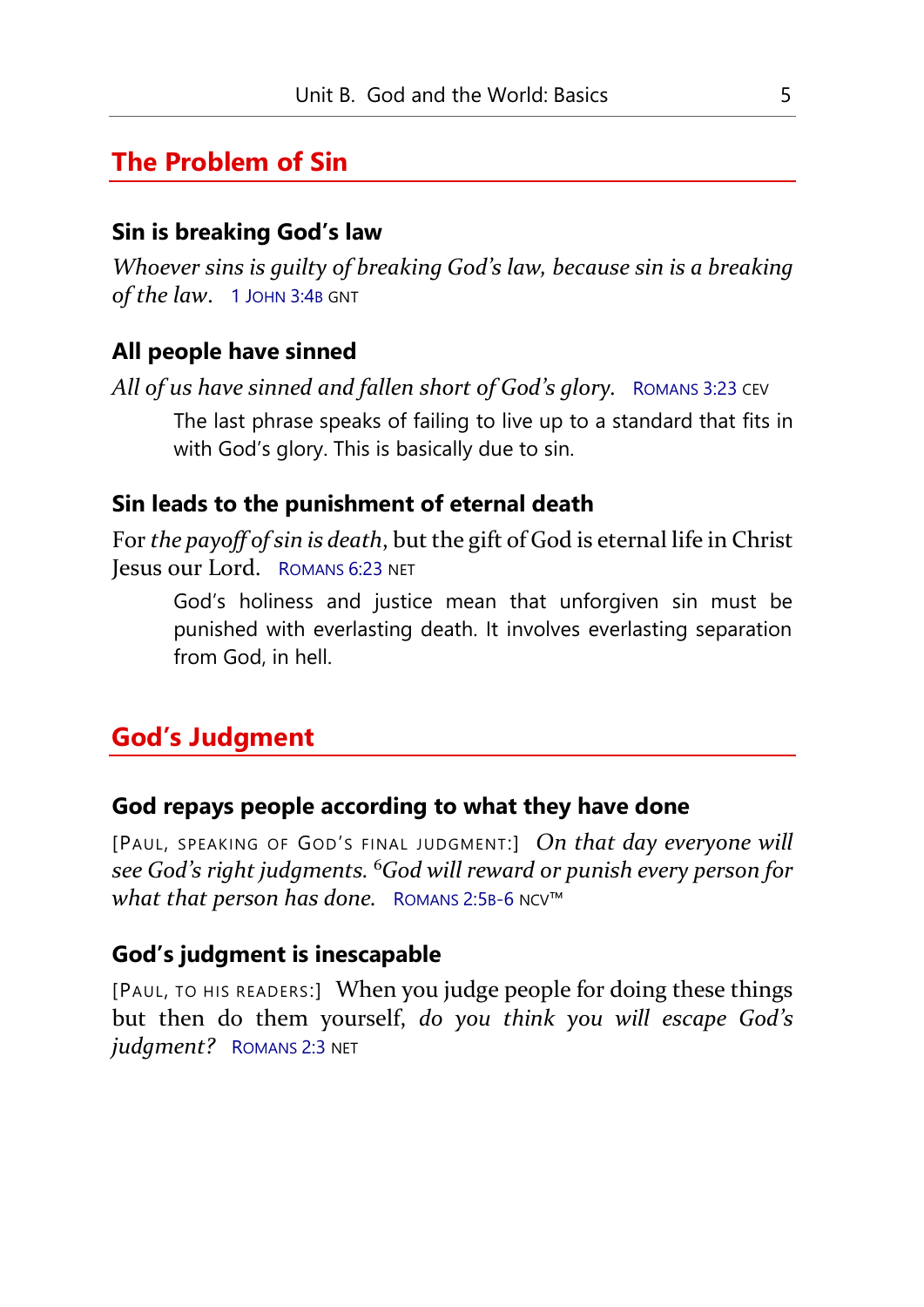## The Problem of Sin

### Sin is breaking God's law

*Whoever sins is guilty of breaking God's law, because sin is a breaking of the law.* 1 JOHN 3:4B GNT

### All people have sinned

*All of us have sinned and fallen short of God's glory.* ROMANS 3:23 CEV

> The last phrase speaks of failing to live up to a standard that fits in with God's glory. This is basically due to sin.

### Sin leads to the punishment of eternal death

For *the payoff of sin is death*, but the gift of God is eternal life in Christ Jesus our Lord. ROMANS 6:23 NET

> God's holiness and justice mean that unforgiven sin must be punished with everlasting death. It involves everlasting separation from God, in hell.

## God's Judgment

### God repays people according to what they have done

[PAUL, SPEAKING OF GOD'S FINAL JUDGMENT:] *On that day everyone will see God's right judgments.* [6]*God will reward or punish every person for what that person has done.* ROMANS 2:5B-6 NCV™

### God's judgment is inescapable

[PAUL, TO HIS READERS:] When you judge people for doing these things but then do them yourself, *do you think you will escape God's judgment?* ROMANS 2:3 NET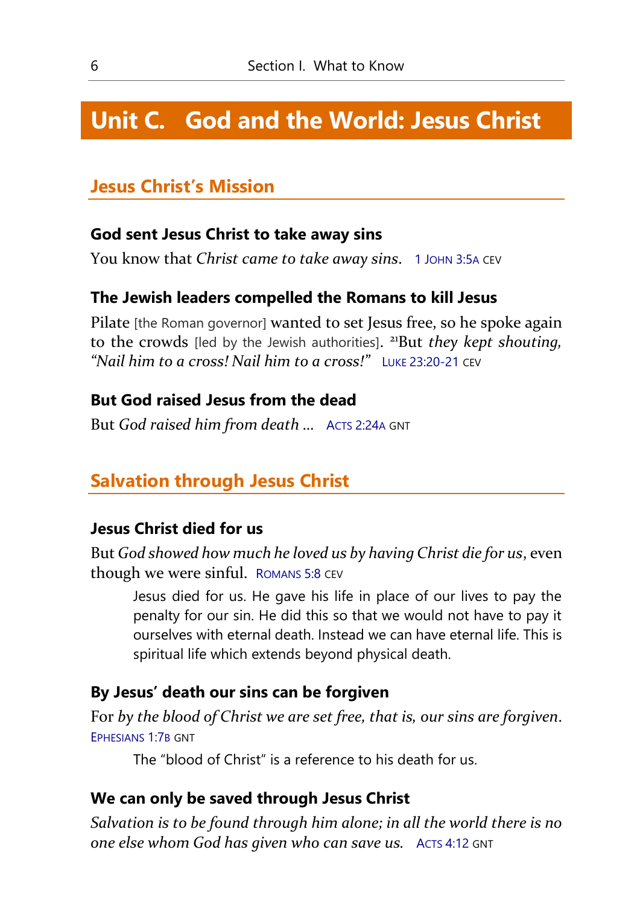# Unit C. God and the World: Jesus Christ

## Jesus Christ's Mission

### God sent Jesus Christ to take away sins

You know that *Christ came to take away sins*. 1 JOHN 3:5A CEV

### The Jewish leaders compelled the Romans to kill Jesus

Pilate [the Roman governor] wanted to set Jesus free, so he spoke again to the crowds [led by the Jewish authorities]. [21]But *they kept shouting, "Nail him to a cross! Nail him to a cross!"* LUKE 23:20-21 CEV

### But God raised Jesus from the dead

But *God raised him from death* ... ACTS 2:24A GNT

## Salvation through Jesus Christ

### Jesus Christ died for us

But *God showed how much he loved us by having Christ die for us*, even though we were sinful. ROMANS 5:8 CEV

> Jesus died for us. He gave his life in place of our lives to pay the penalty for our sin. He did this so that we would not have to pay it ourselves with eternal death. Instead we can have eternal life. This is spiritual life which extends beyond physical death.

### By Jesus' death our sins can be forgiven

For *by the blood of Christ we are set free, that is, our sins are forgiven*. EPHESIANS 1:7B GNT

> The "blood of Christ" is a reference to his death for us.

### We can only be saved through Jesus Christ

*Salvation is to be found through him alone; in all the world there is no one else whom God has given who can save us.* ACTS 4:12 GNT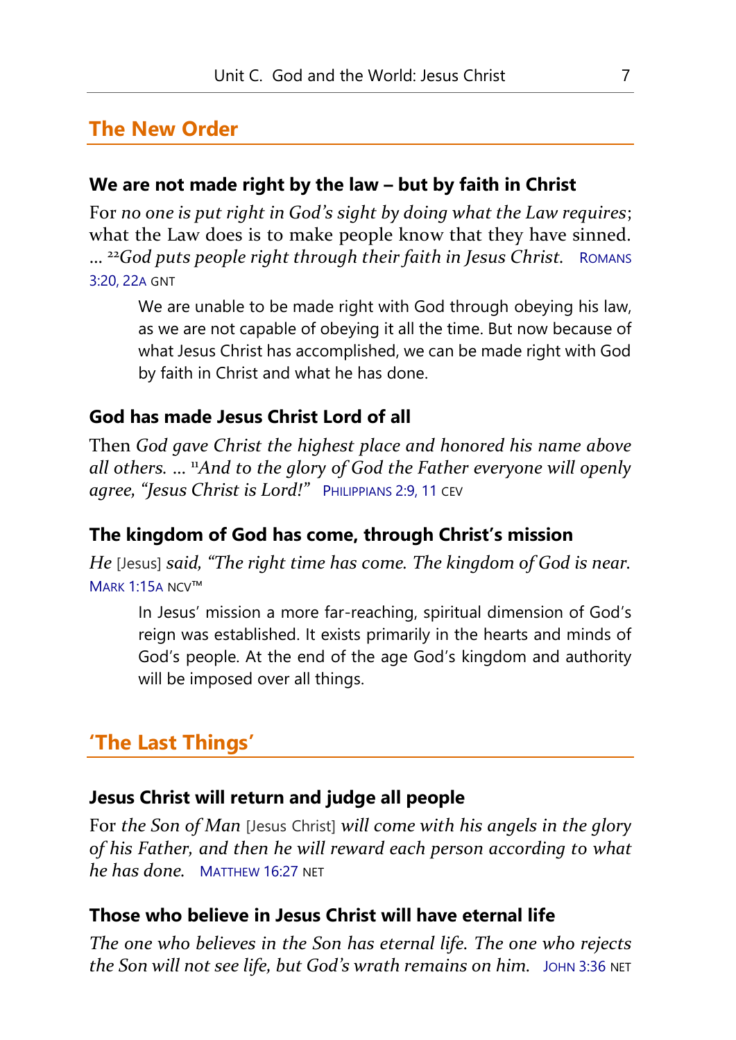## The New Order

### We are not made right by the law – but by faith in Christ

For *no one is put right in God's sight by doing what the Law requires*; what the Law does is to make people know that they have sinned. ... [22]*God puts people right through their faith in Jesus Christ.* ROMANS 3:20, 22A GNT

> We are unable to be made right with God through obeying his law, as we are not capable of obeying it all the time. But now because of what Jesus Christ has accomplished, we can be made right with God by faith in Christ and what he has done.

### God has made Jesus Christ Lord of all

Then *God gave Christ the highest place and honored his name above all others. ...* [11]*And to the glory of God the Father everyone will openly agree, "Jesus Christ is Lord!"* PHILIPPIANS 2:9, 11 CEV

### The kingdom of God has come, through Christ's mission

*He* [Jesus] *said, "The right time has come. The kingdom of God is near.* MARK 1:15A NCV™

> In Jesus' mission a more far-reaching, spiritual dimension of God's reign was established. It exists primarily in the hearts and minds of God's people. At the end of the age God's kingdom and authority will be imposed over all things.

## 'The Last Things'

### Jesus Christ will return and judge all people

For *the Son of Man* [Jesus Christ] *will come with his angels in the glory of his Father, and then he will reward each person according to what he has done.* MATTHEW 16:27 NET

### Those who believe in Jesus Christ will have eternal life

*The one who believes in the Son has eternal life. The one who rejects the Son will not see life, but God's wrath remains on him.* JOHN 3:36 NET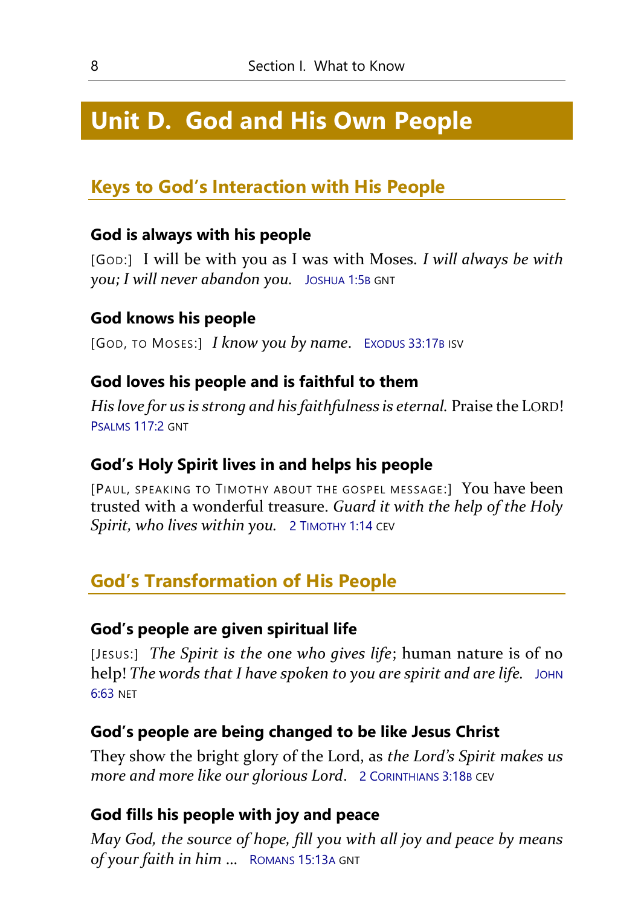# Unit D. God and His Own People

## Keys to God's Interaction with His People

### God is always with his people

[GOD:] I will be with you as I was with Moses. *I will always be with you; I will never abandon you.* JOSHUA 1:5B GNT

### God knows his people

[GOD, TO MOSES:] *I know you by name.* EXODUS 33:17B ISV

### God loves his people and is faithful to them

*His love for us is strong and his faithfulness is eternal.* Praise the LORD! PSALMS 117:2 GNT

### God's Holy Spirit lives in and helps his people

[PAUL, SPEAKING TO TIMOTHY ABOUT THE GOSPEL MESSAGE:] You have been trusted with a wonderful treasure. *Guard it with the help of the Holy Spirit, who lives within you.* 2 TIMOTHY 1:14 CEV

## God's Transformation of His People

### God's people are given spiritual life

[JESUS:] *The Spirit is the one who gives life*; human nature is of no help! *The words that I have spoken to you are spirit and are life.* JOHN 6:63 NET

### God's people are being changed to be like Jesus Christ

They show the bright glory of the Lord, as *the Lord's Spirit makes us more and more like our glorious Lord*. 2 CORINTHIANS 3:18B CEV

### God fills his people with joy and peace

*May God, the source of hope, fill you with all joy and peace by means of your faith in him …* ROMANS 15:13A GNT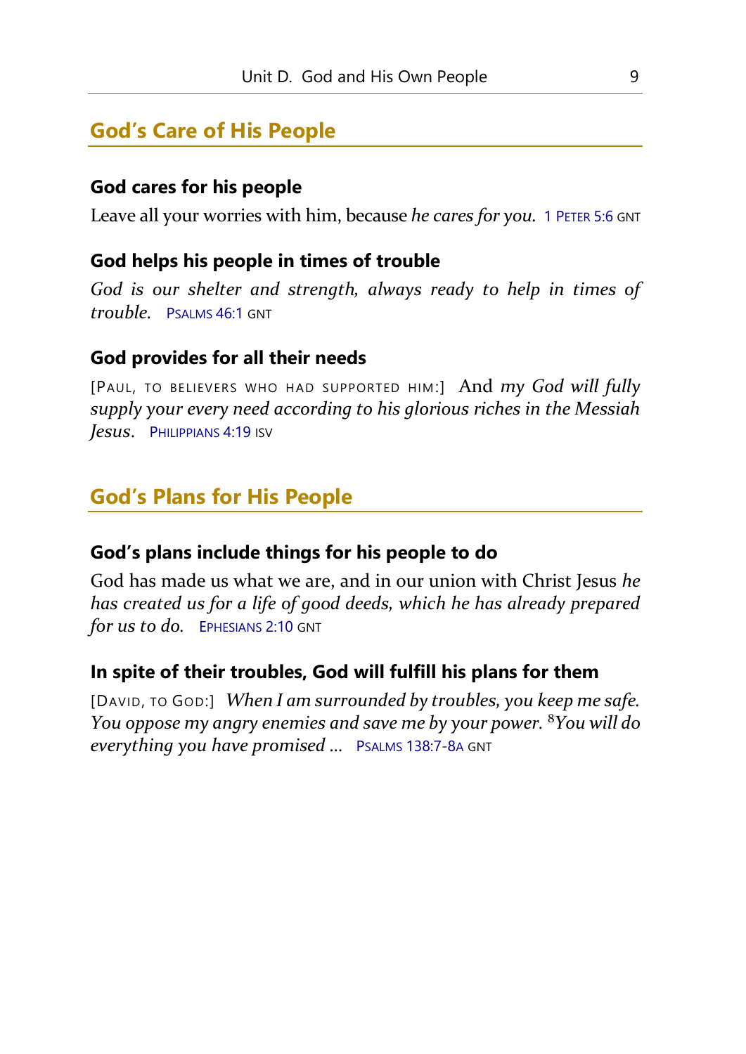## God's Care of His People

### God cares for his people

Leave all your worries with him, because *he cares for you.* 1 PETER 5:6 GNT

### God helps his people in times of trouble

*God is our shelter and strength, always ready to help in times of trouble.* PSALMS 46:1 GNT

### God provides for all their needs

[PAUL, TO BELIEVERS WHO HAD SUPPORTED HIM:] And *my God will fully supply your every need according to his glorious riches in the Messiah Jesus.* PHILIPPIANS 4:19 ISV

## God's Plans for His People

### God's plans include things for his people to do

God has made us what we are, and in our union with Christ Jesus *he has created us for a life of good deeds, which he has already prepared for us to do.* EPHESIANS 2:10 GNT

### In spite of their troubles, God will fulfill his plans for them

[DAVID, TO GOD:] *When I am surrounded by troubles, you keep me safe. You oppose my angry enemies and save me by your power.* [8]*You will do everything you have promised ...* PSALMS 138:7-8A GNT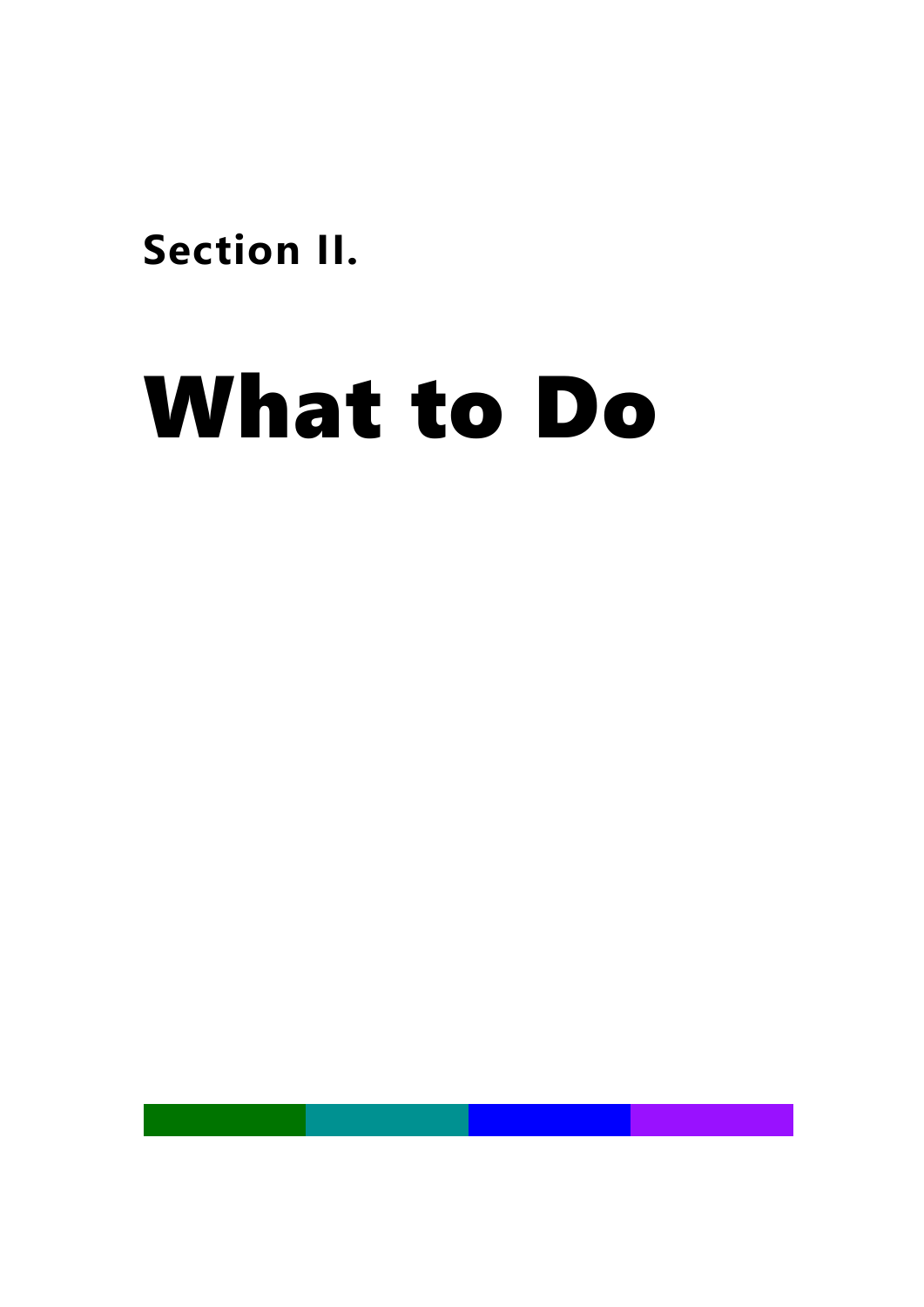**Section II.**

# What to Do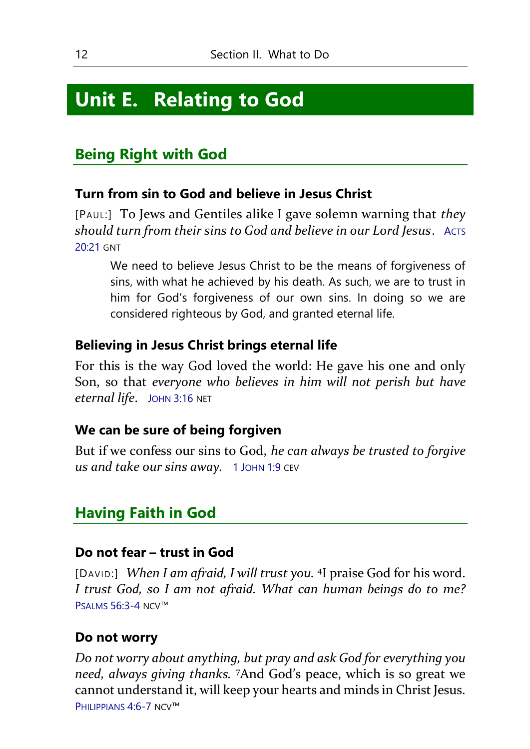# Unit E. Relating to God

## Being Right with God

### Turn from sin to God and believe in Jesus Christ

[PAUL:] To Jews and Gentiles alike I gave solemn warning that *they should turn from their sins to God and believe in our Lord Jesus*. ACTS 20:21 GNT

> We need to believe Jesus Christ to be the means of forgiveness of sins, with what he achieved by his death. As such, we are to trust in him for God's forgiveness of our own sins. In doing so we are considered righteous by God, and granted eternal life.

### Believing in Jesus Christ brings eternal life

For this is the way God loved the world: He gave his one and only Son, so that *everyone who believes in him will not perish but have eternal life*. JOHN 3:16 NET

### We can be sure of being forgiven

But if we confess our sins to God, *he can always be trusted to forgive us and take our sins away*. 1 JOHN 1:9 CEV

## Having Faith in God

### Do not fear – trust in God

[DAVID:] *When I am afraid, I will trust you.* [4]I praise God for his word. *I trust God, so I am not afraid. What can human beings do to me?* PSALMS 56:3-4 NCV™

### Do not worry

*Do not worry about anything, but pray and ask God for everything you need, always giving thanks.* [7]And God's peace, which is so great we cannot understand it, will keep your hearts and minds in Christ Jesus. PHILIPPIANS 4:6-7 NCV™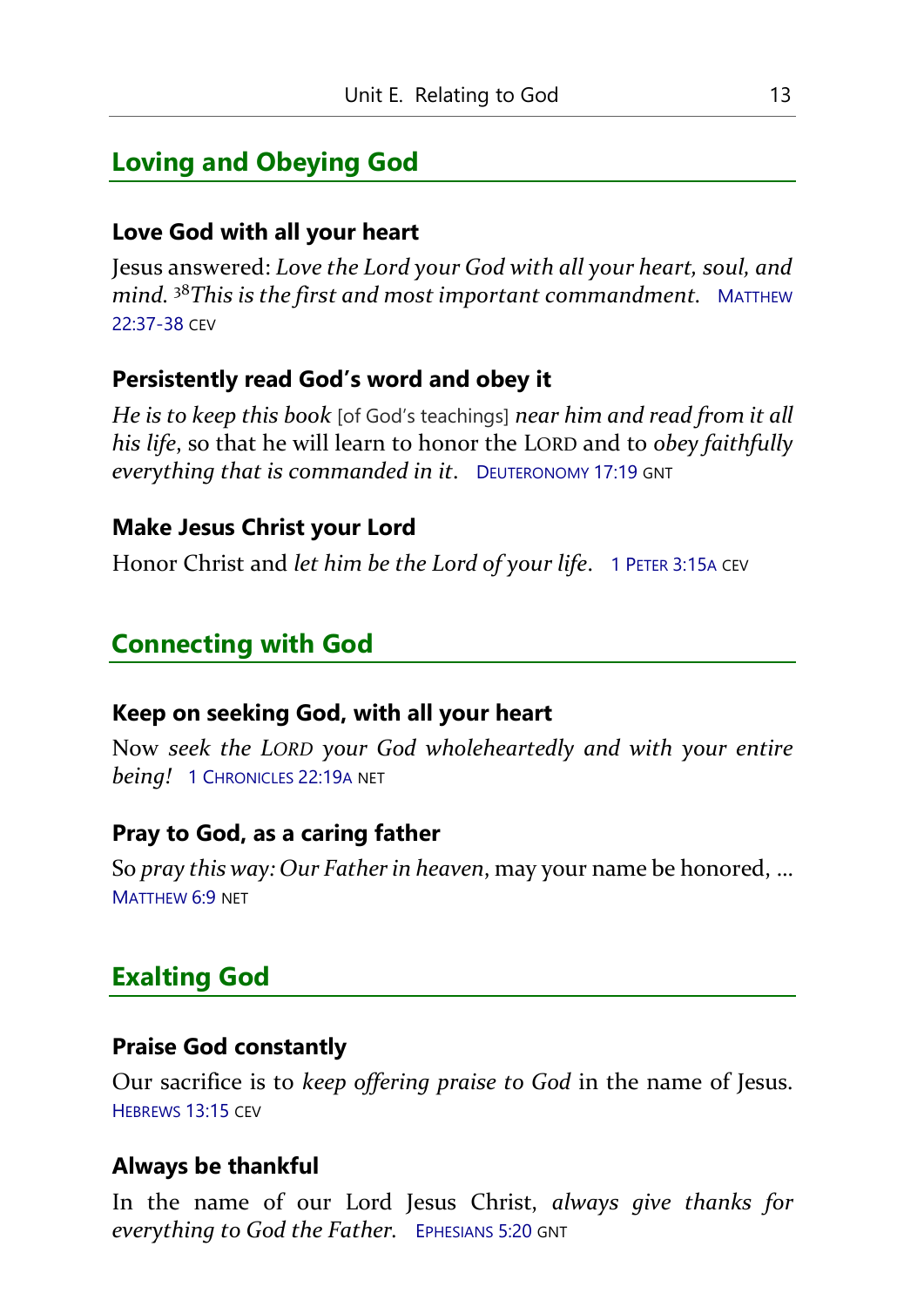## Loving and Obeying God

### Love God with all your heart

Jesus answered: *Love the Lord your God with all your heart, soul, and mind.* [38]*This is the first and most important commandment.* MATTHEW 22:37-38 CEV

### Persistently read God's word and obey it

*He is to keep this book* [of God's teachings] *near him and read from it all his life*, so that he will learn to honor the LORD and to *obey faithfully everything that is commanded in it*. DEUTERONOMY 17:19 GNT

### Make Jesus Christ your Lord

Honor Christ and *let him be the Lord of your life*. 1 PETER 3:15A CEV

## Connecting with God

### Keep on seeking God, with all your heart

Now *seek the LORD your God wholeheartedly and with your entire being!* 1 CHRONICLES 22:19A NET

### Pray to God, as a caring father

So *pray this way: Our Father in heaven*, may your name be honored, … MATTHEW 6:9 NET

## Exalting God

### Praise God constantly

Our sacrifice is to *keep offering praise to God* in the name of Jesus. HEBREWS 13:15 CEV

### Always be thankful

In the name of our Lord Jesus Christ, *always give thanks for everything to God the Father.* EPHESIANS 5:20 GNT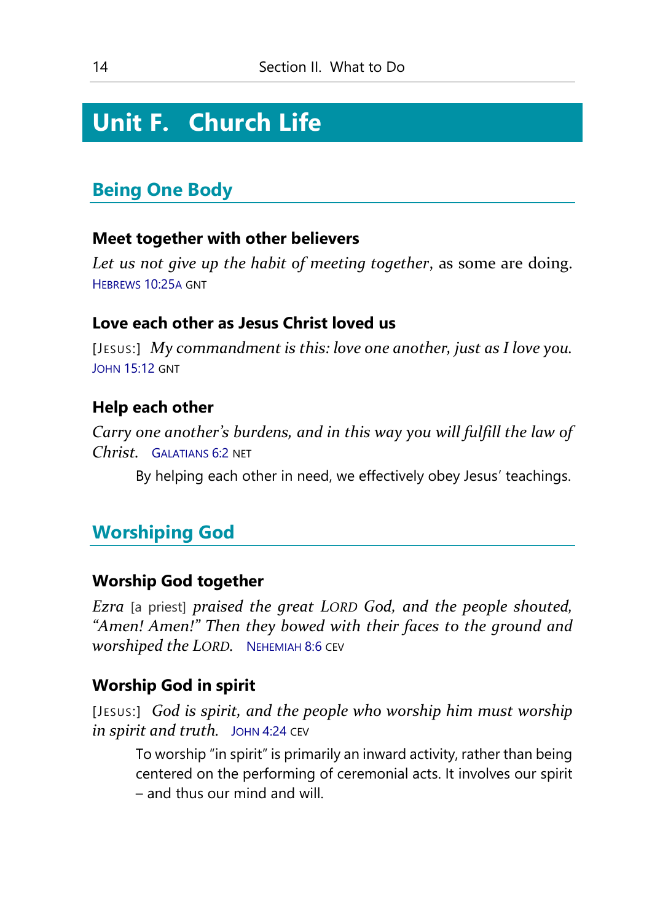# Unit F. Church Life

## Being One Body

### Meet together with other believers

*Let us not give up the habit of meeting together*, as some are doing. HEBREWS 10:25A GNT

### Love each other as Jesus Christ loved us

[JESUS:] *My commandment is this: love one another, just as I love you.* JOHN 15:12 GNT

### Help each other

*Carry one another's burdens, and in this way you will fulfill the law of Christ.* GALATIANS 6:2 NET

> By helping each other in need, we effectively obey Jesus' teachings.

## Worshiping God

### Worship God together

*Ezra* [a priest] *praised the great LORD God, and the people shouted, "Amen! Amen!" Then they bowed with their faces to the ground and worshiped the LORD.* NEHEMIAH 8:6 CEV

### Worship God in spirit

[JESUS:] *God is spirit, and the people who worship him must worship in spirit and truth.* JOHN 4:24 CEV

> To worship "in spirit" is primarily an inward activity, rather than being centered on the performing of ceremonial acts. It involves our spirit – and thus our mind and will.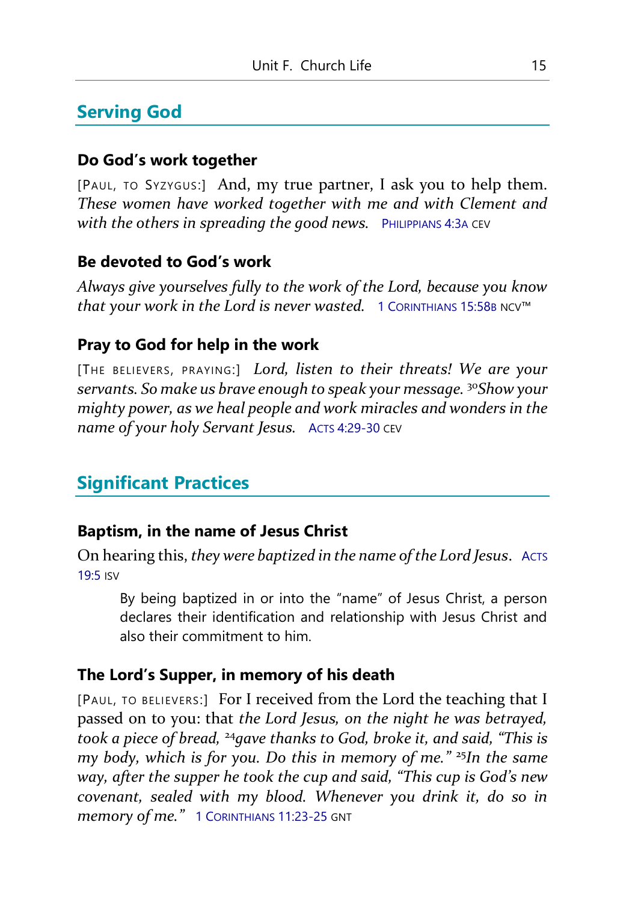## Serving God

### Do God's work together

[PAUL, TO SYZYGUS:] And, my true partner, I ask you to help them. *These women have worked together with me and with Clement and with the others in spreading the good news.* PHILIPPIANS 4:3A CEV

### Be devoted to God's work

*Always give yourselves fully to the work of the Lord, because you know that your work in the Lord is never wasted.* 1 CORINTHIANS 15:58B NCV™

### Pray to God for help in the work

[THE BELIEVERS, PRAYING:] *Lord, listen to their threats! We are your servants. So make us brave enough to speak your message.* [30]*Show your mighty power, as we heal people and work miracles and wonders in the name of your holy Servant Jesus.* ACTS 4:29-30 CEV

## Significant Practices

### Baptism, in the name of Jesus Christ

On hearing this, *they were baptized in the name of the Lord Jesus*. ACTS 19:5 ISV

> By being baptized in or into the "name" of Jesus Christ, a person declares their identification and relationship with Jesus Christ and also their commitment to him.

### The Lord's Supper, in memory of his death

[PAUL, TO BELIEVERS:] For I received from the Lord the teaching that I passed on to you: that *the Lord Jesus, on the night he was betrayed, took a piece of bread,* [24]*gave thanks to God, broke it, and said, "This is my body, which is for you. Do this in memory of me."* [25]*In the same way, after the supper he took the cup and said, "This cup is God's new covenant, sealed with my blood. Whenever you drink it, do so in memory of me."* 1 CORINTHIANS 11:23-25 GNT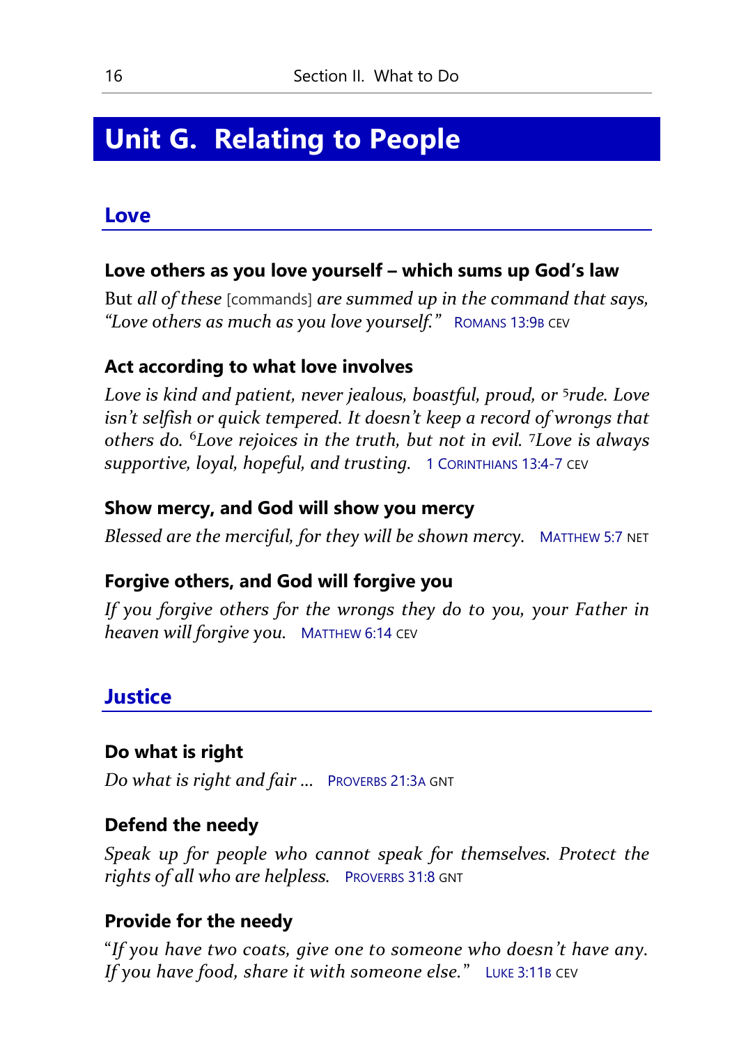# Unit G. Relating to People

## Love

### Love others as you love yourself – which sums up God's law

But *all of these* [commands] *are summed up in the command that says, "Love others as much as you love yourself."* ROMANS 13:9B CEV

### Act according to what love involves

*Love is kind and patient, never jealous, boastful, proud, or* [5]*rude. Love isn't selfish or quick tempered. It doesn't keep a record of wrongs that others do.* [6]*Love rejoices in the truth, but not in evil.* [7]*Love is always supportive, loyal, hopeful, and trusting.* 1 CORINTHIANS 13:4-7 CEV

### Show mercy, and God will show you mercy

*Blessed are the merciful, for they will be shown mercy.* MATTHEW 5:7 NET

### Forgive others, and God will forgive you

*If you forgive others for the wrongs they do to you, your Father in heaven will forgive you.* MATTHEW 6:14 CEV

## Justice

### Do what is right

*Do what is right and fair ...* PROVERBS 21:3A GNT

### Defend the needy

*Speak up for people who cannot speak for themselves. Protect the rights of all who are helpless.* PROVERBS 31:8 GNT

### Provide for the needy

*"If you have two coats, give one to someone who doesn't have any. If you have food, share it with someone else."* LUKE 3:11B CEV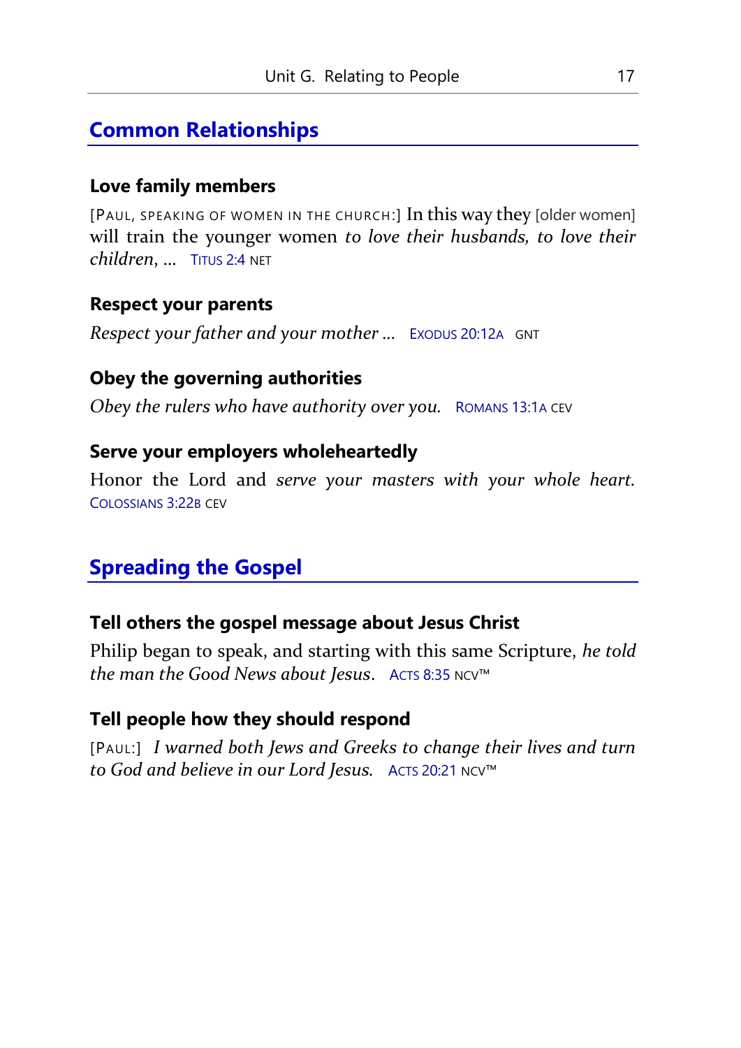## Common Relationships

### Love family members

[PAUL, SPEAKING OF WOMEN IN THE CHURCH:] In this way they [older women] will train the younger women *to love their husbands, to love their children*, ... TITUS 2:4 NET

### Respect your parents

*Respect your father and your mother* ... EXODUS 20:12A GNT

### Obey the governing authorities

*Obey the rulers who have authority over you.* ROMANS 13:1A CEV

### Serve your employers wholeheartedly

Honor the Lord and *serve your masters with your whole heart.* COLOSSIANS 3:22B CEV

## Spreading the Gospel

### Tell others the gospel message about Jesus Christ

Philip began to speak, and starting with this same Scripture, *he told the man the Good News about Jesus*. ACTS 8:35 NCV™

### Tell people how they should respond

[PAUL:] *I warned both Jews and Greeks to change their lives and turn to God and believe in our Lord Jesus.* ACTS 20:21 NCV™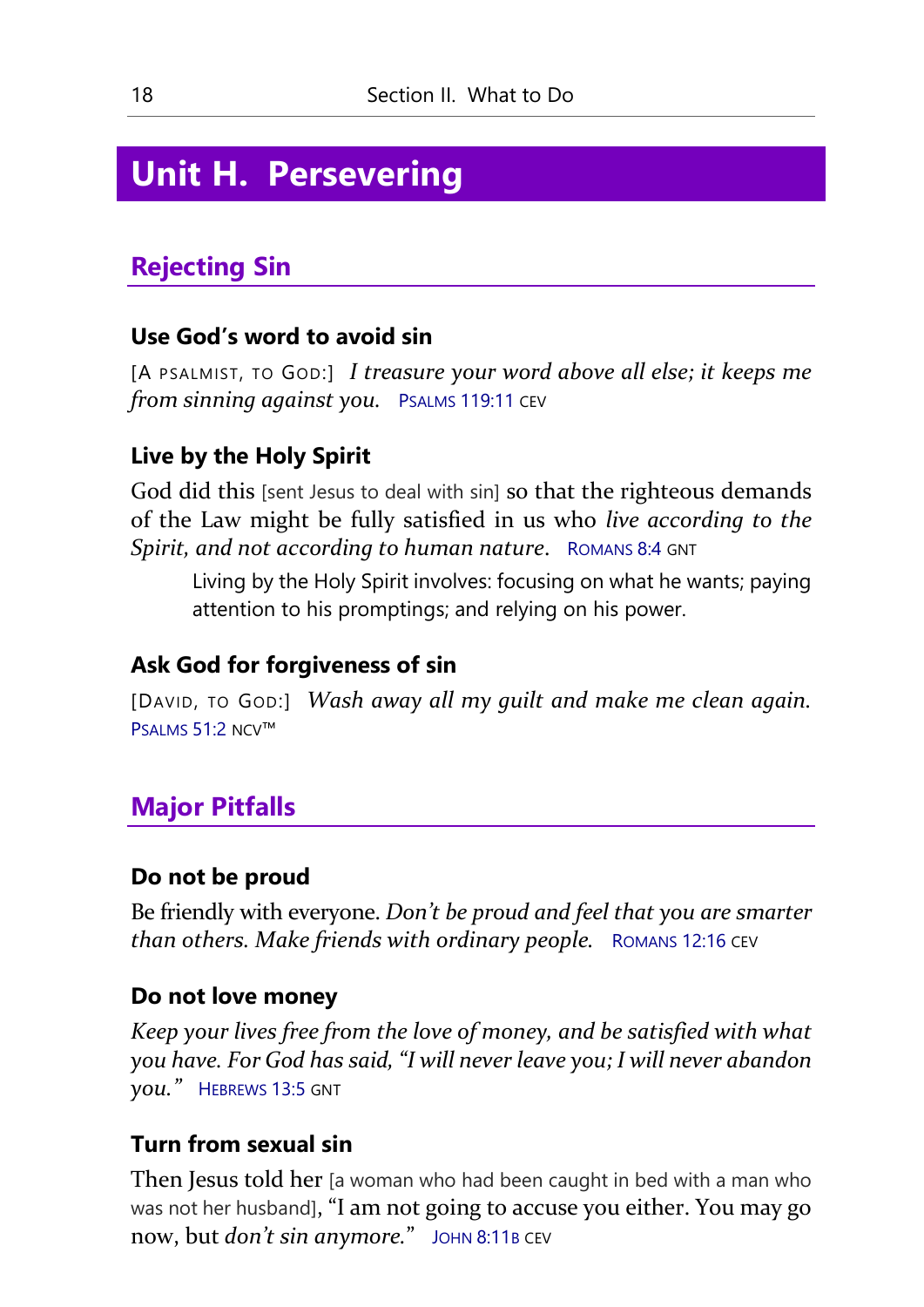# Unit H. Persevering

## Rejecting Sin

### Use God's word to avoid sin

[A PSALMIST, TO GOD:] *I treasure your word above all else; it keeps me from sinning against you.* PSALMS 119:11 CEV

### Live by the Holy Spirit

God did this [sent Jesus to deal with sin] so that the righteous demands of the Law might be fully satisfied in us who *live according to the Spirit, and not according to human nature*. ROMANS 8:4 GNT

> Living by the Holy Spirit involves: focusing on what he wants; paying attention to his promptings; and relying on his power.

### Ask God for forgiveness of sin

[DAVID, TO GOD:] *Wash away all my guilt and make me clean again.* PSALMS 51:2 NCV™

## Major Pitfalls

### Do not be proud

Be friendly with everyone. *Don't be proud and feel that you are smarter than others. Make friends with ordinary people.* ROMANS 12:16 CEV

### Do not love money

*Keep your lives free from the love of money, and be satisfied with what you have. For God has said, "I will never leave you; I will never abandon you."* HEBREWS 13:5 GNT

### Turn from sexual sin

Then Jesus told her [a woman who had been caught in bed with a man who was not her husband], "I am not going to accuse you either. You may go now, but *don't sin anymore.*" JOHN 8:11B CEV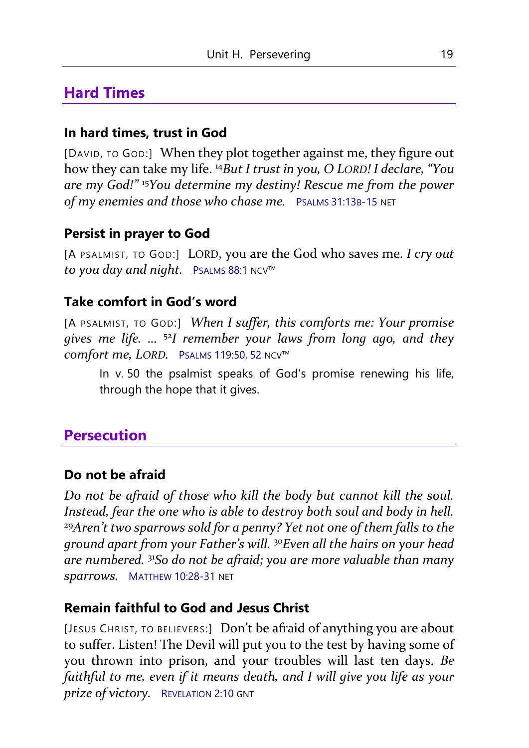## Hard Times

### In hard times, trust in God

[DAVID, TO GOD:] When they plot together against me, they figure out how they can take my life. [14]*But I trust in you, O LORD! I declare, "You are my God!"* [15]*You determine my destiny! Rescue me from the power of my enemies and those who chase me.* PSALMS 31:13B-15 NET

### Persist in prayer to God

[A PSALMIST, TO GOD:] LORD, you are the God who saves me. *I cry out to you day and night.* PSALMS 88:1 NCV™

### Take comfort in God's word

[A PSALMIST, TO GOD:] *When I suffer, this comforts me: Your promise gives me life. ...* [52]*I remember your laws from long ago, and they comfort me, LORD.* PSALMS 119:50, 52 NCV™

> In v. 50 the psalmist speaks of God's promise renewing his life, through the hope that it gives.

## Persecution

### Do not be afraid

*Do not be afraid of those who kill the body but cannot kill the soul. Instead, fear the one who is able to destroy both soul and body in hell.* [29]*Aren't two sparrows sold for a penny? Yet not one of them falls to the ground apart from your Father's will.* [30]*Even all the hairs on your head are numbered.* [31]*So do not be afraid; you are more valuable than many sparrows.* MATTHEW 10:28-31 NET

### Remain faithful to God and Jesus Christ

[JESUS CHRIST, TO BELIEVERS:] Don't be afraid of anything you are about to suffer. Listen! The Devil will put you to the test by having some of you thrown into prison, and your troubles will last ten days. *Be faithful to me, even if it means death, and I will give you life as your prize of victory.* REVELATION 2:10 GNT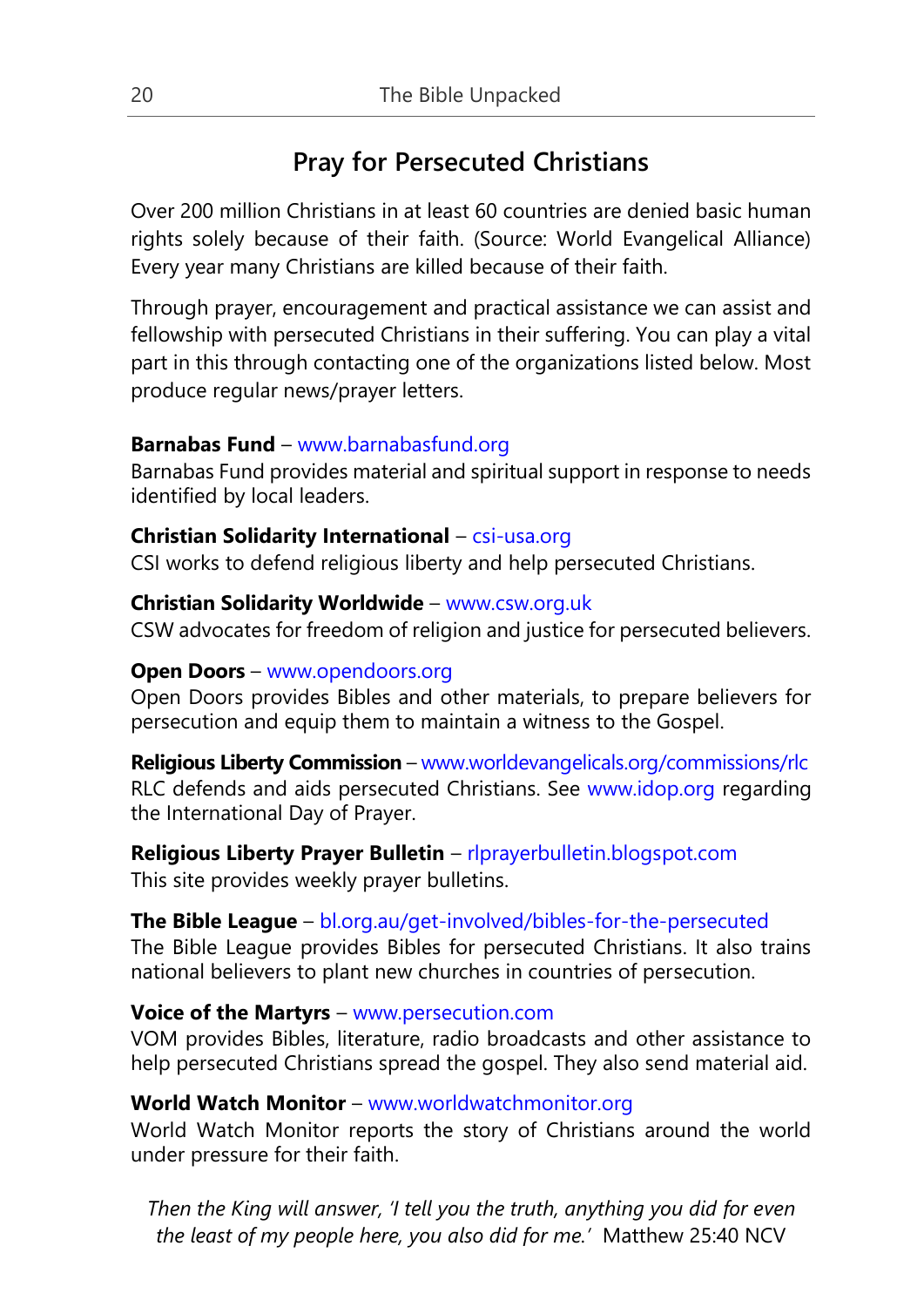## Pray for Persecuted Christians

Over 200 million Christians in at least 60 countries are denied basic human rights solely because of their faith. (Source: World Evangelical Alliance) Every year many Christians are killed because of their faith.

Through prayer, encouragement and practical assistance we can assist and fellowship with persecuted Christians in their suffering. You can play a vital part in this through contacting one of the organizations listed below. Most produce regular news/prayer letters.

**Barnabas Fund** – www.barnabasfund.org
Barnabas Fund provides material and spiritual support in response to needs identified by local leaders.

**Christian Solidarity International** – csi-usa.org
CSI works to defend religious liberty and help persecuted Christians.

**Christian Solidarity Worldwide** – www.csw.org.uk
CSW advocates for freedom of religion and justice for persecuted believers.

**Open Doors** – www.opendoors.org
Open Doors provides Bibles and other materials, to prepare believers for persecution and equip them to maintain a witness to the Gospel.

**Religious Liberty Commission** – www.worldevangelicals.org/commissions/rlc
RLC defends and aids persecuted Christians. See www.idop.org regarding the International Day of Prayer.

**Religious Liberty Prayer Bulletin** – rlprayerbulletin.blogspot.com
This site provides weekly prayer bulletins.

**The Bible League** – bl.org.au/get-involved/bibles-for-the-persecuted
The Bible League provides Bibles for persecuted Christians. It also trains national believers to plant new churches in countries of persecution.

**Voice of the Martyrs** – www.persecution.com
VOM provides Bibles, literature, radio broadcasts and other assistance to help persecuted Christians spread the gospel. They also send material aid.

**World Watch Monitor** – www.worldwatchmonitor.org
World Watch Monitor reports the story of Christians around the world under pressure for their faith.

*Then the King will answer, 'I tell you the truth, anything you did for even the least of my people here, you also did for me.'* Matthew 25:40 NCV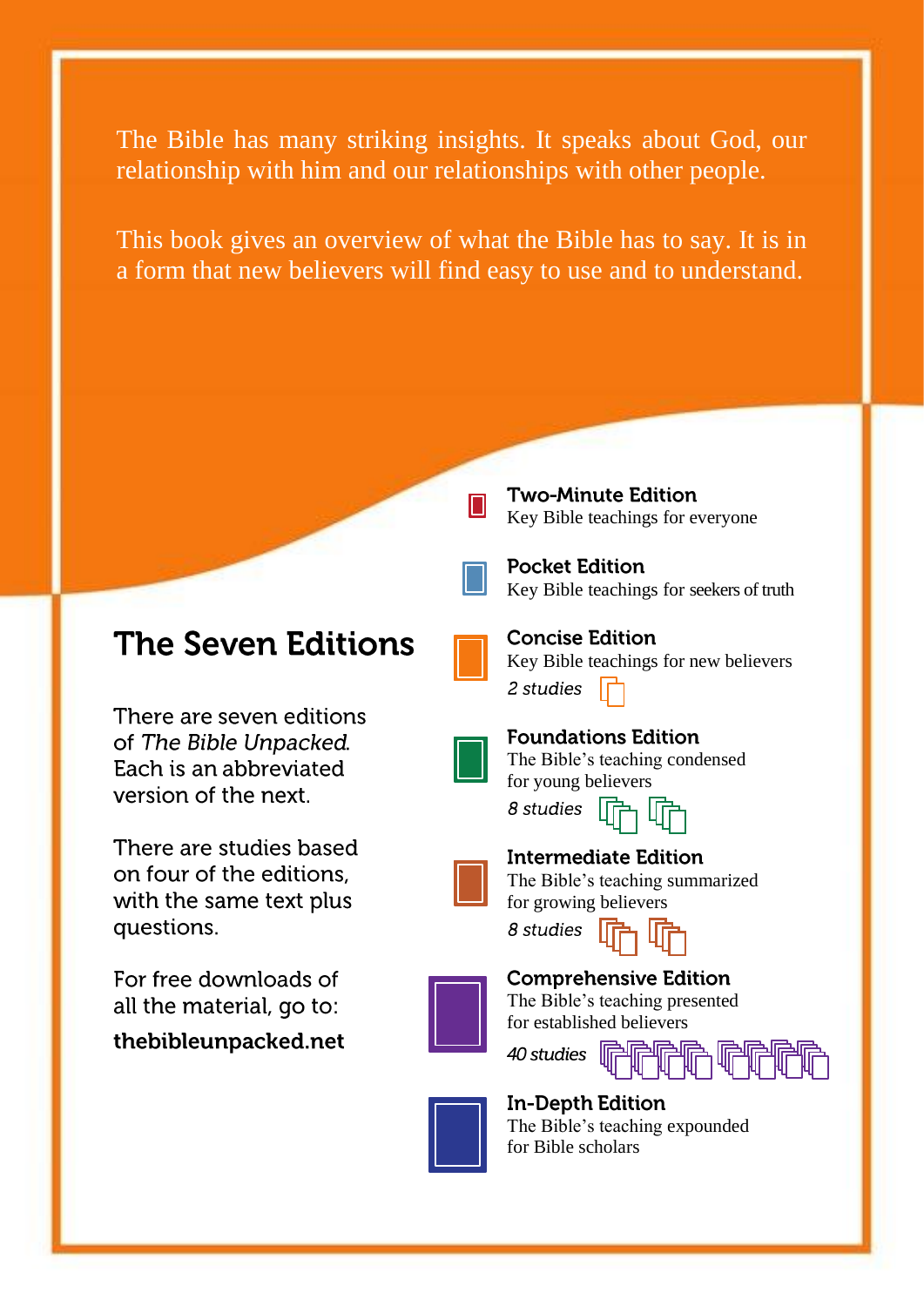The Bible has many striking insights. It speaks about God, our relationship with him and our relationships with other people.

This book gives an overview of what the Bible has to say. It is in a form that new believers will find easy to use and to understand.

## The Seven Editions

There are seven editions of *The Bible Unpacked*. Each is an abbreviated version of the next.

There are studies based on four of the editions, with the same text plus questions.

For free downloads of all the material, go to:

**thebibleunpacked.net**

**Two-Minute Edition**
Key Bible teachings for everyone

**Pocket Edition**
Key Bible teachings for seekers of truth

**Concise Edition**
Key Bible teachings for new believers
*2 studies*

**Foundations Edition**
The Bible's teaching condensed for young believers
*8 studies*

**Intermediate Edition**
The Bible's teaching summarized for growing believers
*8 studies*

**Comprehensive Edition**
The Bible's teaching presented for established believers
*40 studies*

**In-Depth Edition**
The Bible's teaching expounded for Bible scholars